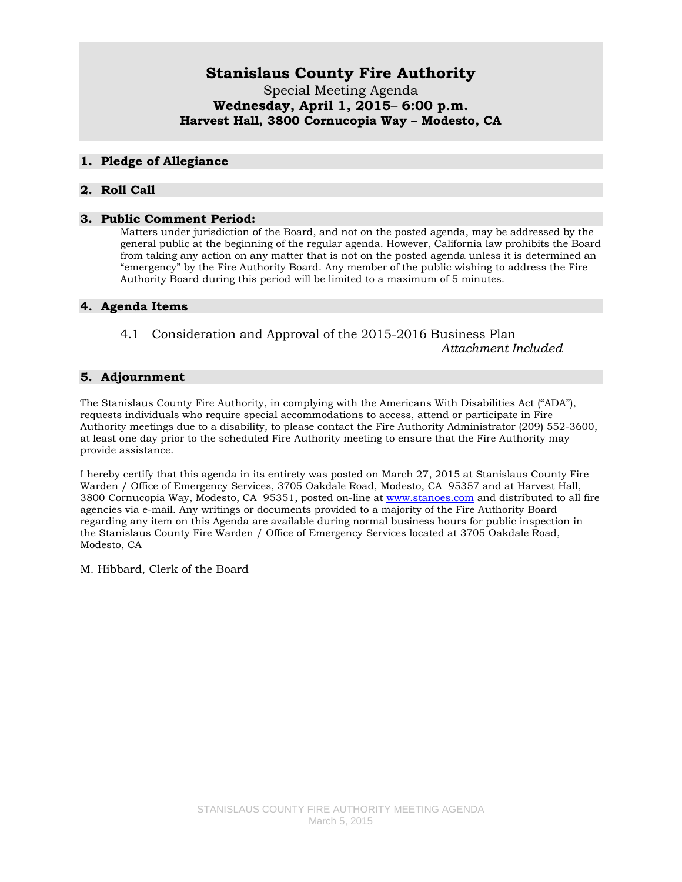# Stanislaus County Fire Authority

Special Meeting Agenda

**Wednesday, April 1, 2015– 6:00 p.m.**

**Harvest Hall, 3800 Cornucopia Way – Modesto, CA**

## 1. Pledge of Allegiance

## 2. Roll Call

## 3. Public Comment Period:

Matters under jurisdiction of the Board, and not on the posted agenda, may be addressed by the general public at the beginning of the regular agenda. However, California law prohibits the Board from taking any action on any matter that is not on the posted agenda unless it is determined an "emergency" by the Fire Authority Board. Any member of the public wishing to address the Fire Authority Board during this period will be limited to a maximum of 5 minutes.

## 4. Agenda Items

4.1 Consideration and Approval of the 2015-2016 Business Plan
*Attachment Included*

## 5. Adjournment

The Stanislaus County Fire Authority, in complying with the Americans With Disabilities Act ("ADA"), requests individuals who require special accommodations to access, attend or participate in Fire Authority meetings due to a disability, to please contact the Fire Authority Administrator (209) 552-3600, at least one day prior to the scheduled Fire Authority meeting to ensure that the Fire Authority may provide assistance.

I hereby certify that this agenda in its entirety was posted on March 27, 2015 at Stanislaus County Fire Warden / Office of Emergency Services, 3705 Oakdale Road, Modesto, CA 95357 and at Harvest Hall, 3800 Cornucopia Way, Modesto, CA 95351, posted on-line at www.stanoes.com and distributed to all fire agencies via e-mail. Any writings or documents provided to a majority of the Fire Authority Board regarding any item on this Agenda are available during normal business hours for public inspection in the Stanislaus County Fire Warden / Office of Emergency Services located at 3705 Oakdale Road, Modesto, CA

M. Hibbard, Clerk of the Board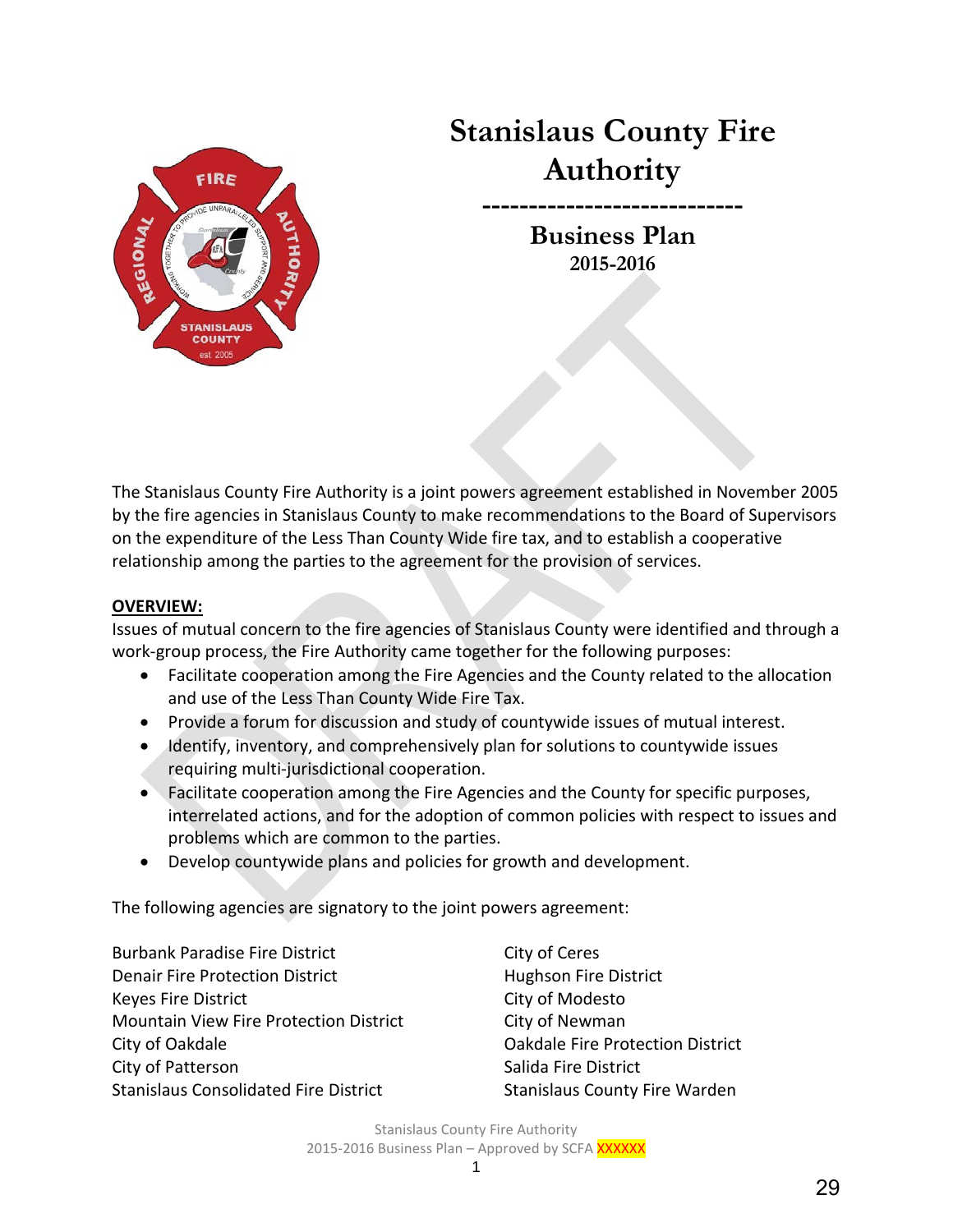# Stanislaus County Fire Authority

---

## Business Plan
### 2015-2016

The Stanislaus County Fire Authority is a joint powers agreement established in November 2005 by the fire agencies in Stanislaus County to make recommendations to the Board of Supervisors on the expenditure of the Less Than County Wide fire tax, and to establish a cooperative relationship among the parties to the agreement for the provision of services.

**OVERVIEW:**

Issues of mutual concern to the fire agencies of Stanislaus County were identified and through a work-group process, the Fire Authority came together for the following purposes:

- Facilitate cooperation among the Fire Agencies and the County related to the allocation and use of the Less Than County Wide Fire Tax.
- Provide a forum for discussion and study of countywide issues of mutual interest.
- Identify, inventory, and comprehensively plan for solutions to countywide issues requiring multi-jurisdictional cooperation.
- Facilitate cooperation among the Fire Agencies and the County for specific purposes, interrelated actions, and for the adoption of common policies with respect to issues and problems which are common to the parties.
- Develop countywide plans and policies for growth and development.

The following agencies are signatory to the joint powers agreement:

Burbank Paradise Fire District
Denair Fire Protection District
Keyes Fire District
Mountain View Fire Protection District
City of Oakdale
City of Patterson
Stanislaus Consolidated Fire District
City of Ceres
Hughson Fire District
City of Modesto
City of Newman
Oakdale Fire Protection District
Salida Fire District
Stanislaus County Fire Warden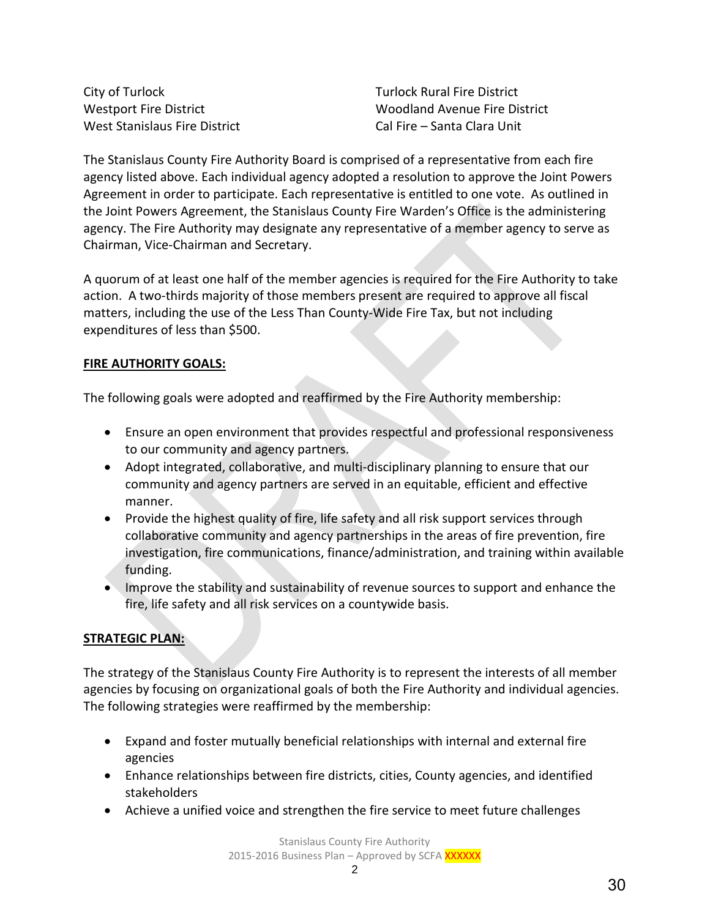City of Turlock
Westport Fire District
West Stanislaus Fire District
Turlock Rural Fire District
Woodland Avenue Fire District
Cal Fire – Santa Clara Unit

The Stanislaus County Fire Authority Board is comprised of a representative from each fire agency listed above. Each individual agency adopted a resolution to approve the Joint Powers Agreement in order to participate. Each representative is entitled to one vote. As outlined in the Joint Powers Agreement, the Stanislaus County Fire Warden's Office is the administering agency. The Fire Authority may designate any representative of a member agency to serve as Chairman, Vice-Chairman and Secretary.

A quorum of at least one half of the member agencies is required for the Fire Authority to take action. A two-thirds majority of those members present are required to approve all fiscal matters, including the use of the Less Than County-Wide Fire Tax, but not including expenditures of less than $500.

**FIRE AUTHORITY GOALS:**

The following goals were adopted and reaffirmed by the Fire Authority membership:

- Ensure an open environment that provides respectful and professional responsiveness to our community and agency partners.
- Adopt integrated, collaborative, and multi-disciplinary planning to ensure that our community and agency partners are served in an equitable, efficient and effective manner.
- Provide the highest quality of fire, life safety and all risk support services through collaborative community and agency partnerships in the areas of fire prevention, fire investigation, fire communications, finance/administration, and training within available funding.
- Improve the stability and sustainability of revenue sources to support and enhance the fire, life safety and all risk services on a countywide basis.

**STRATEGIC PLAN:**

The strategy of the Stanislaus County Fire Authority is to represent the interests of all member agencies by focusing on organizational goals of both the Fire Authority and individual agencies. The following strategies were reaffirmed by the membership:

- Expand and foster mutually beneficial relationships with internal and external fire agencies
- Enhance relationships between fire districts, cities, County agencies, and identified stakeholders
- Achieve a unified voice and strengthen the fire service to meet future challenges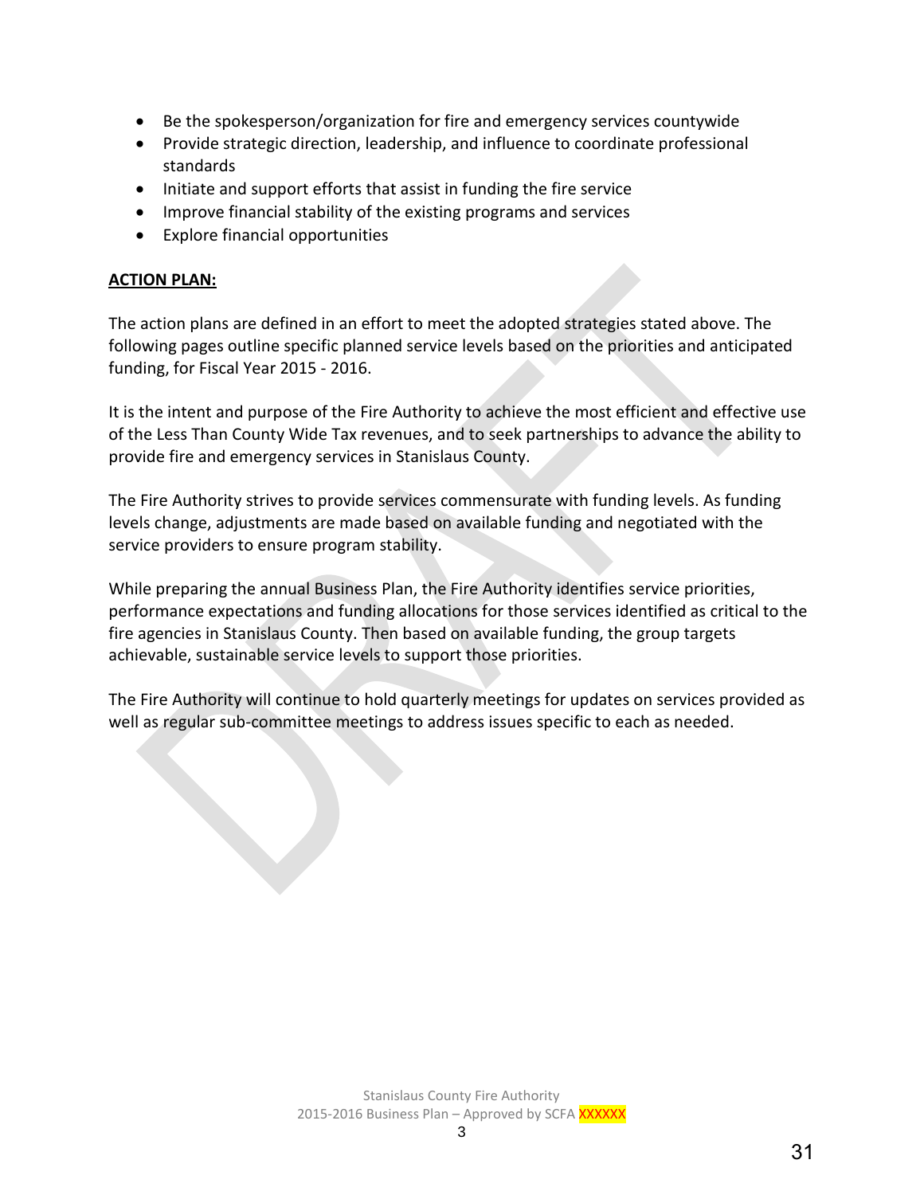- Be the spokesperson/organization for fire and emergency services countywide
- Provide strategic direction, leadership, and influence to coordinate professional standards
- Initiate and support efforts that assist in funding the fire service
- Improve financial stability of the existing programs and services
- Explore financial opportunities

**ACTION PLAN:**

The action plans are defined in an effort to meet the adopted strategies stated above. The following pages outline specific planned service levels based on the priorities and anticipated funding, for Fiscal Year 2015 - 2016.

It is the intent and purpose of the Fire Authority to achieve the most efficient and effective use of the Less Than County Wide Tax revenues, and to seek partnerships to advance the ability to provide fire and emergency services in Stanislaus County.

The Fire Authority strives to provide services commensurate with funding levels. As funding levels change, adjustments are made based on available funding and negotiated with the service providers to ensure program stability.

While preparing the annual Business Plan, the Fire Authority identifies service priorities, performance expectations and funding allocations for those services identified as critical to the fire agencies in Stanislaus County. Then based on available funding, the group targets achievable, sustainable service levels to support those priorities.

The Fire Authority will continue to hold quarterly meetings for updates on services provided as well as regular sub-committee meetings to address issues specific to each as needed.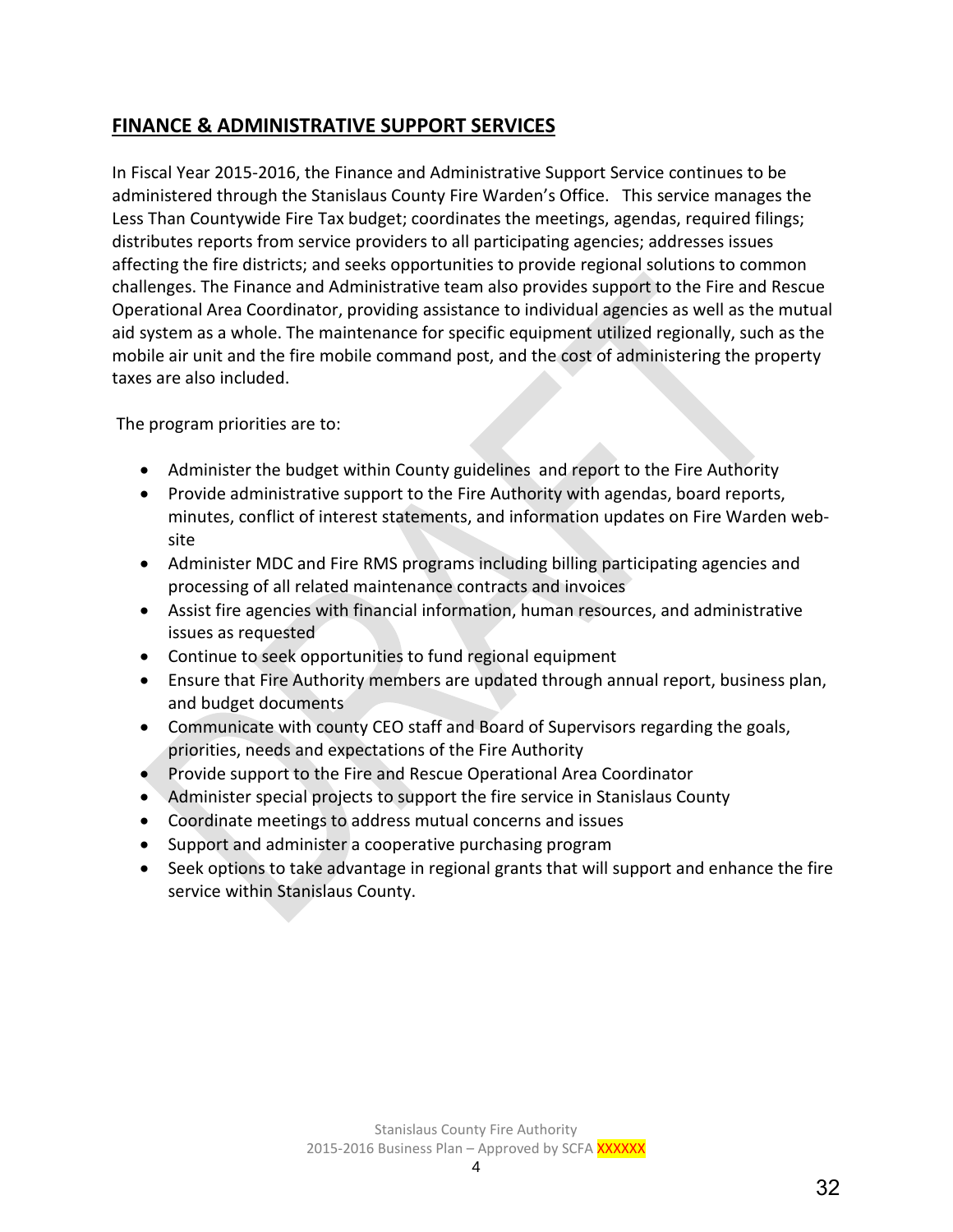## FINANCE & ADMINISTRATIVE SUPPORT SERVICES

In Fiscal Year 2015-2016, the Finance and Administrative Support Service continues to be administered through the Stanislaus County Fire Warden's Office. This service manages the Less Than Countywide Fire Tax budget; coordinates the meetings, agendas, required filings; distributes reports from service providers to all participating agencies; addresses issues affecting the fire districts; and seeks opportunities to provide regional solutions to common challenges. The Finance and Administrative team also provides support to the Fire and Rescue Operational Area Coordinator, providing assistance to individual agencies as well as the mutual aid system as a whole. The maintenance for specific equipment utilized regionally, such as the mobile air unit and the fire mobile command post, and the cost of administering the property taxes are also included.

The program priorities are to:

- Administer the budget within County guidelines and report to the Fire Authority
- Provide administrative support to the Fire Authority with agendas, board reports, minutes, conflict of interest statements, and information updates on Fire Warden web-site
- Administer MDC and Fire RMS programs including billing participating agencies and processing of all related maintenance contracts and invoices
- Assist fire agencies with financial information, human resources, and administrative issues as requested
- Continue to seek opportunities to fund regional equipment
- Ensure that Fire Authority members are updated through annual report, business plan, and budget documents
- Communicate with county CEO staff and Board of Supervisors regarding the goals, priorities, needs and expectations of the Fire Authority
- Provide support to the Fire and Rescue Operational Area Coordinator
- Administer special projects to support the fire service in Stanislaus County
- Coordinate meetings to address mutual concerns and issues
- Support and administer a cooperative purchasing program
- Seek options to take advantage in regional grants that will support and enhance the fire service within Stanislaus County.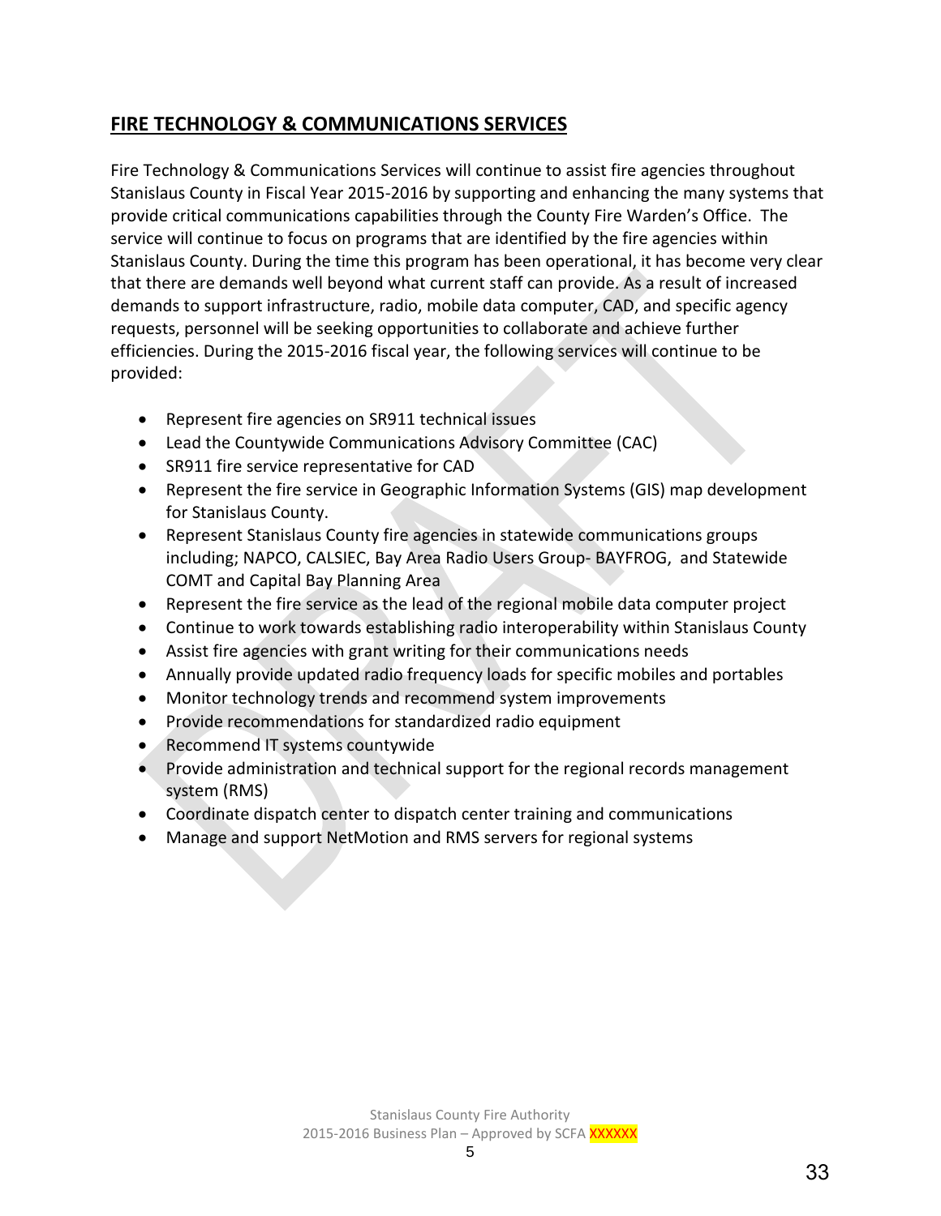## FIRE TECHNOLOGY & COMMUNICATIONS SERVICES

Fire Technology & Communications Services will continue to assist fire agencies throughout Stanislaus County in Fiscal Year 2015-2016 by supporting and enhancing the many systems that provide critical communications capabilities through the County Fire Warden's Office. The service will continue to focus on programs that are identified by the fire agencies within Stanislaus County. During the time this program has been operational, it has become very clear that there are demands well beyond what current staff can provide. As a result of increased demands to support infrastructure, radio, mobile data computer, CAD, and specific agency requests, personnel will be seeking opportunities to collaborate and achieve further efficiencies. During the 2015-2016 fiscal year, the following services will continue to be provided:

- Represent fire agencies on SR911 technical issues
- Lead the Countywide Communications Advisory Committee (CAC)
- SR911 fire service representative for CAD
- Represent the fire service in Geographic Information Systems (GIS) map development for Stanislaus County.
- Represent Stanislaus County fire agencies in statewide communications groups including; NAPCO, CALSIEC, Bay Area Radio Users Group- BAYFROG, and Statewide COMT and Capital Bay Planning Area
- Represent the fire service as the lead of the regional mobile data computer project
- Continue to work towards establishing radio interoperability within Stanislaus County
- Assist fire agencies with grant writing for their communications needs
- Annually provide updated radio frequency loads for specific mobiles and portables
- Monitor technology trends and recommend system improvements
- Provide recommendations for standardized radio equipment
- Recommend IT systems countywide
- Provide administration and technical support for the regional records management system (RMS)
- Coordinate dispatch center to dispatch center training and communications
- Manage and support NetMotion and RMS servers for regional systems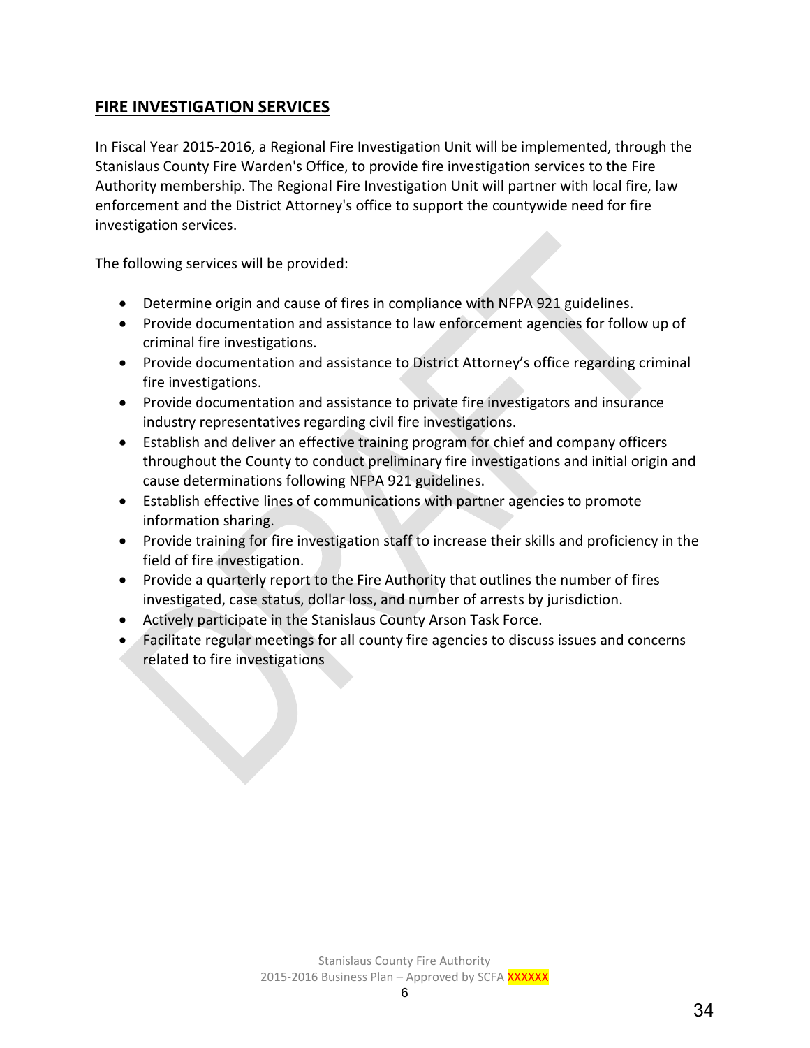## FIRE INVESTIGATION SERVICES

In Fiscal Year 2015-2016, a Regional Fire Investigation Unit will be implemented, through the Stanislaus County Fire Warden's Office, to provide fire investigation services to the Fire Authority membership. The Regional Fire Investigation Unit will partner with local fire, law enforcement and the District Attorney's office to support the countywide need for fire investigation services.

The following services will be provided:

- Determine origin and cause of fires in compliance with NFPA 921 guidelines.
- Provide documentation and assistance to law enforcement agencies for follow up of criminal fire investigations.
- Provide documentation and assistance to District Attorney's office regarding criminal fire investigations.
- Provide documentation and assistance to private fire investigators and insurance industry representatives regarding civil fire investigations.
- Establish and deliver an effective training program for chief and company officers throughout the County to conduct preliminary fire investigations and initial origin and cause determinations following NFPA 921 guidelines.
- Establish effective lines of communications with partner agencies to promote information sharing.
- Provide training for fire investigation staff to increase their skills and proficiency in the field of fire investigation.
- Provide a quarterly report to the Fire Authority that outlines the number of fires investigated, case status, dollar loss, and number of arrests by jurisdiction.
- Actively participate in the Stanislaus County Arson Task Force.
- Facilitate regular meetings for all county fire agencies to discuss issues and concerns related to fire investigations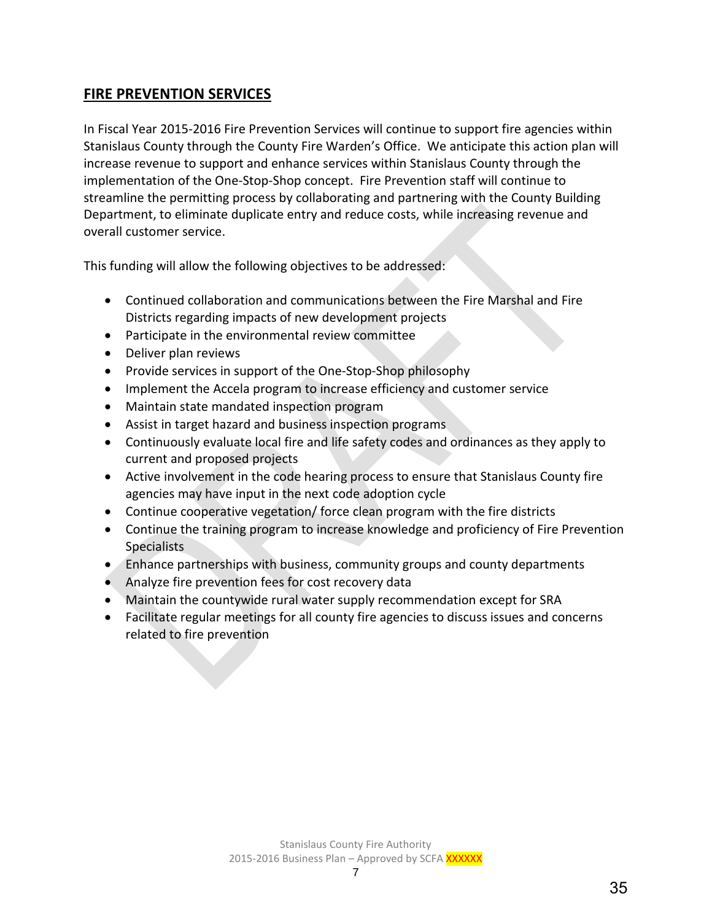## FIRE PREVENTION SERVICES

In Fiscal Year 2015-2016 Fire Prevention Services will continue to support fire agencies within Stanislaus County through the County Fire Warden's Office. We anticipate this action plan will increase revenue to support and enhance services within Stanislaus County through the implementation of the One-Stop-Shop concept. Fire Prevention staff will continue to streamline the permitting process by collaborating and partnering with the County Building Department, to eliminate duplicate entry and reduce costs, while increasing revenue and overall customer service.

This funding will allow the following objectives to be addressed:

- Continued collaboration and communications between the Fire Marshal and Fire Districts regarding impacts of new development projects
- Participate in the environmental review committee
- Deliver plan reviews
- Provide services in support of the One-Stop-Shop philosophy
- Implement the Accela program to increase efficiency and customer service
- Maintain state mandated inspection program
- Assist in target hazard and business inspection programs
- Continuously evaluate local fire and life safety codes and ordinances as they apply to current and proposed projects
- Active involvement in the code hearing process to ensure that Stanislaus County fire agencies may have input in the next code adoption cycle
- Continue cooperative vegetation/ force clean program with the fire districts
- Continue the training program to increase knowledge and proficiency of Fire Prevention Specialists
- Enhance partnerships with business, community groups and county departments
- Analyze fire prevention fees for cost recovery data
- Maintain the countywide rural water supply recommendation except for SRA
- Facilitate regular meetings for all county fire agencies to discuss issues and concerns related to fire prevention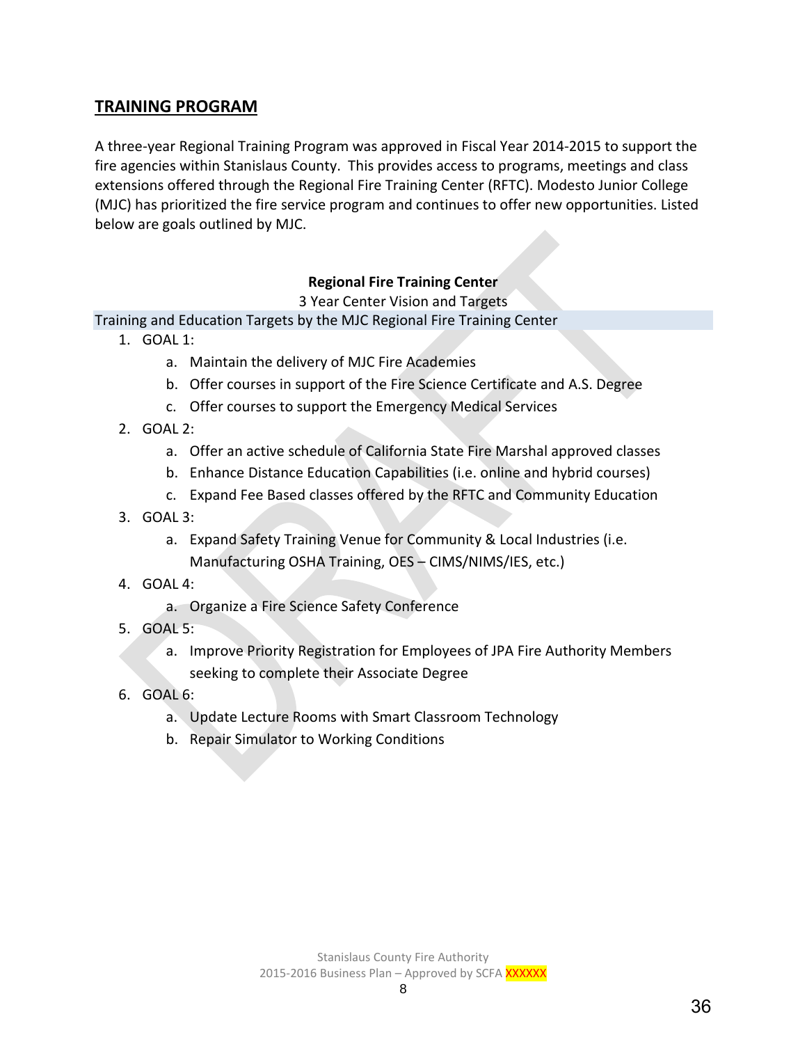## TRAINING PROGRAM

A three-year Regional Training Program was approved in Fiscal Year 2014-2015 to support the fire agencies within Stanislaus County. This provides access to programs, meetings and class extensions offered through the Regional Fire Training Center (RFTC). Modesto Junior College (MJC) has prioritized the fire service program and continues to offer new opportunities. Listed below are goals outlined by MJC.

**Regional Fire Training Center**

3 Year Center Vision and Targets

Training and Education Targets by the MJC Regional Fire Training Center

1. GOAL 1:
   a. Maintain the delivery of MJC Fire Academies
   b. Offer courses in support of the Fire Science Certificate and A.S. Degree
   c. Offer courses to support the Emergency Medical Services
2. GOAL 2:
   a. Offer an active schedule of California State Fire Marshal approved classes
   b. Enhance Distance Education Capabilities (i.e. online and hybrid courses)
   c. Expand Fee Based classes offered by the RFTC and Community Education
3. GOAL 3:
   a. Expand Safety Training Venue for Community & Local Industries (i.e. Manufacturing OSHA Training, OES – CIMS/NIMS/IES, etc.)
4. GOAL 4:
   a. Organize a Fire Science Safety Conference
5. GOAL 5:
   a. Improve Priority Registration for Employees of JPA Fire Authority Members seeking to complete their Associate Degree
6. GOAL 6:
   a. Update Lecture Rooms with Smart Classroom Technology
   b. Repair Simulator to Working Conditions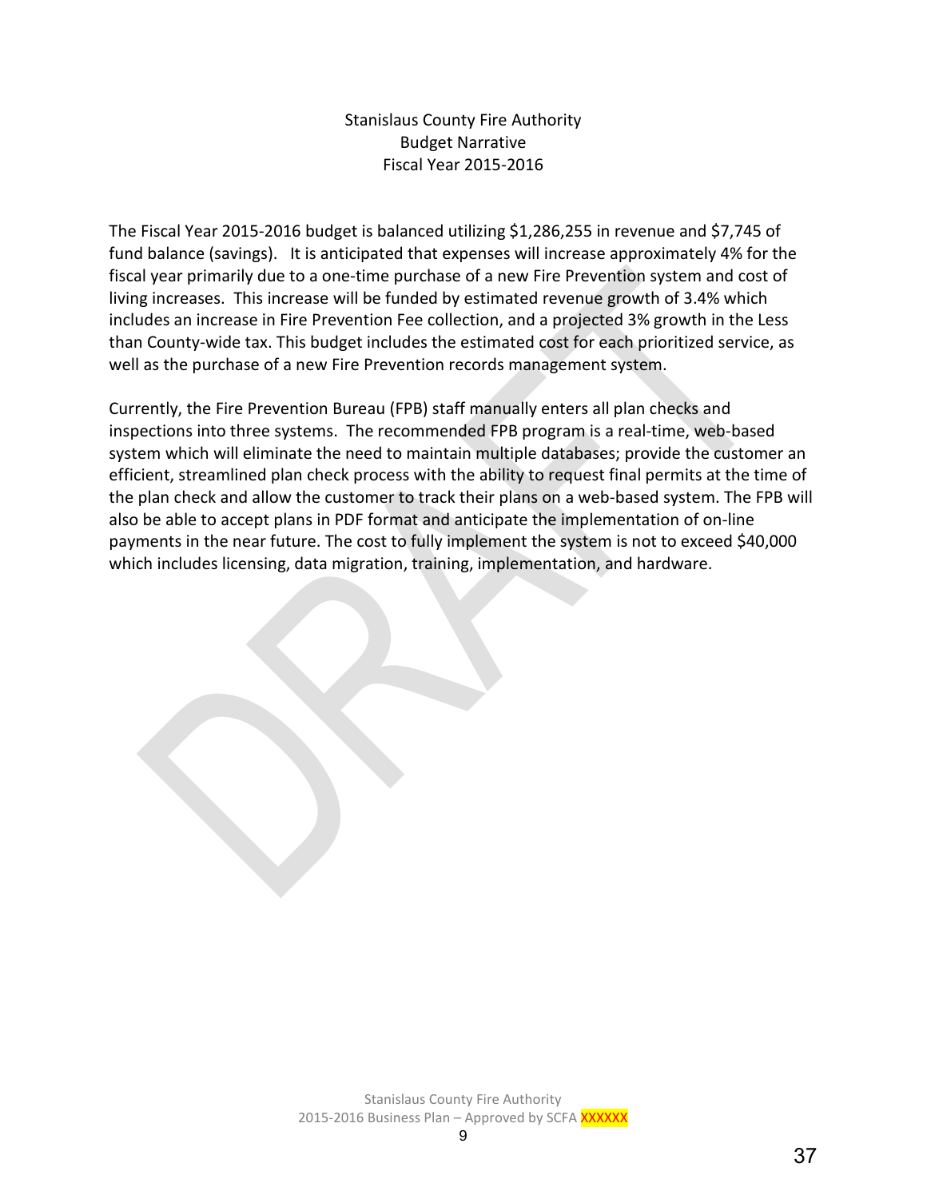# Stanislaus County Fire Authority
## Budget Narrative
## Fiscal Year 2015-2016

The Fiscal Year 2015-2016 budget is balanced utilizing $1,286,255 in revenue and $7,745 of fund balance (savings). It is anticipated that expenses will increase approximately 4% for the fiscal year primarily due to a one-time purchase of a new Fire Prevention system and cost of living increases. This increase will be funded by estimated revenue growth of 3.4% which includes an increase in Fire Prevention Fee collection, and a projected 3% growth in the Less than County-wide tax. This budget includes the estimated cost for each prioritized service, as well as the purchase of a new Fire Prevention records management system.

Currently, the Fire Prevention Bureau (FPB) staff manually enters all plan checks and inspections into three systems. The recommended FPB program is a real-time, web-based system which will eliminate the need to maintain multiple databases; provide the customer an efficient, streamlined plan check process with the ability to request final permits at the time of the plan check and allow the customer to track their plans on a web-based system. The FPB will also be able to accept plans in PDF format and anticipate the implementation of on-line payments in the near future. The cost to fully implement the system is not to exceed $40,000 which includes licensing, data migration, training, implementation, and hardware.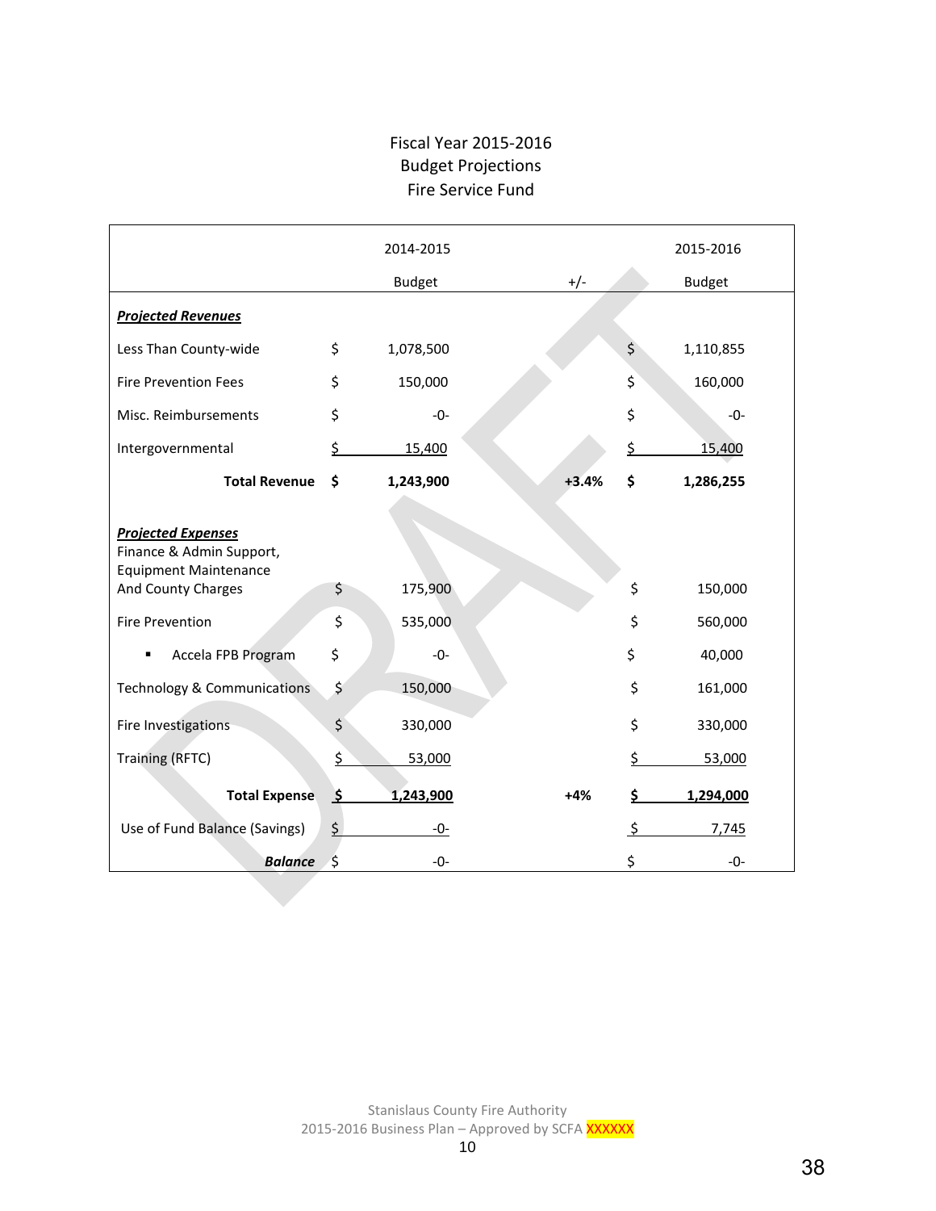# Fiscal Year 2015-2016
## Budget Projections
## Fire Service Fund

| | 2014-2015 Budget | +/- | 2015-2016 Budget |
|---|---|---|---|
| ***Projected Revenues*** | | | |
| Less Than County-wide | $ 1,078,500 | | $ 1,110,855 |
| Fire Prevention Fees | $ 150,000 | | $ 160,000 |
| Misc. Reimbursements | $ -0- | | $ -0- |
| Intergovernmental | $ 15,400 | | $ 15,400 |
| **Total Revenue** | **$ 1,243,900** | **+3.4%** | **$ 1,286,255** |
| ***Projected Expenses*** | | | |
| Finance & Admin Support, Equipment Maintenance And County Charges | $ 175,900 | | $ 150,000 |
| Fire Prevention | $ 535,000 | | $ 560,000 |
| ▪ Accela FPB Program | $ -0- | | $ 40,000 |
| Technology & Communications | $ 150,000 | | $ 161,000 |
| Fire Investigations | $ 330,000 | | $ 330,000 |
| Training (RFTC) | $ 53,000 | | $ 53,000 |
| **Total Expense** | **$ 1,243,900** | **+4%** | **$ 1,294,000** |
| Use of Fund Balance (Savings) | $ -0- | | $ 7,745 |
| ***Balance*** | $ -0- | | $ -0- |

DRAFT